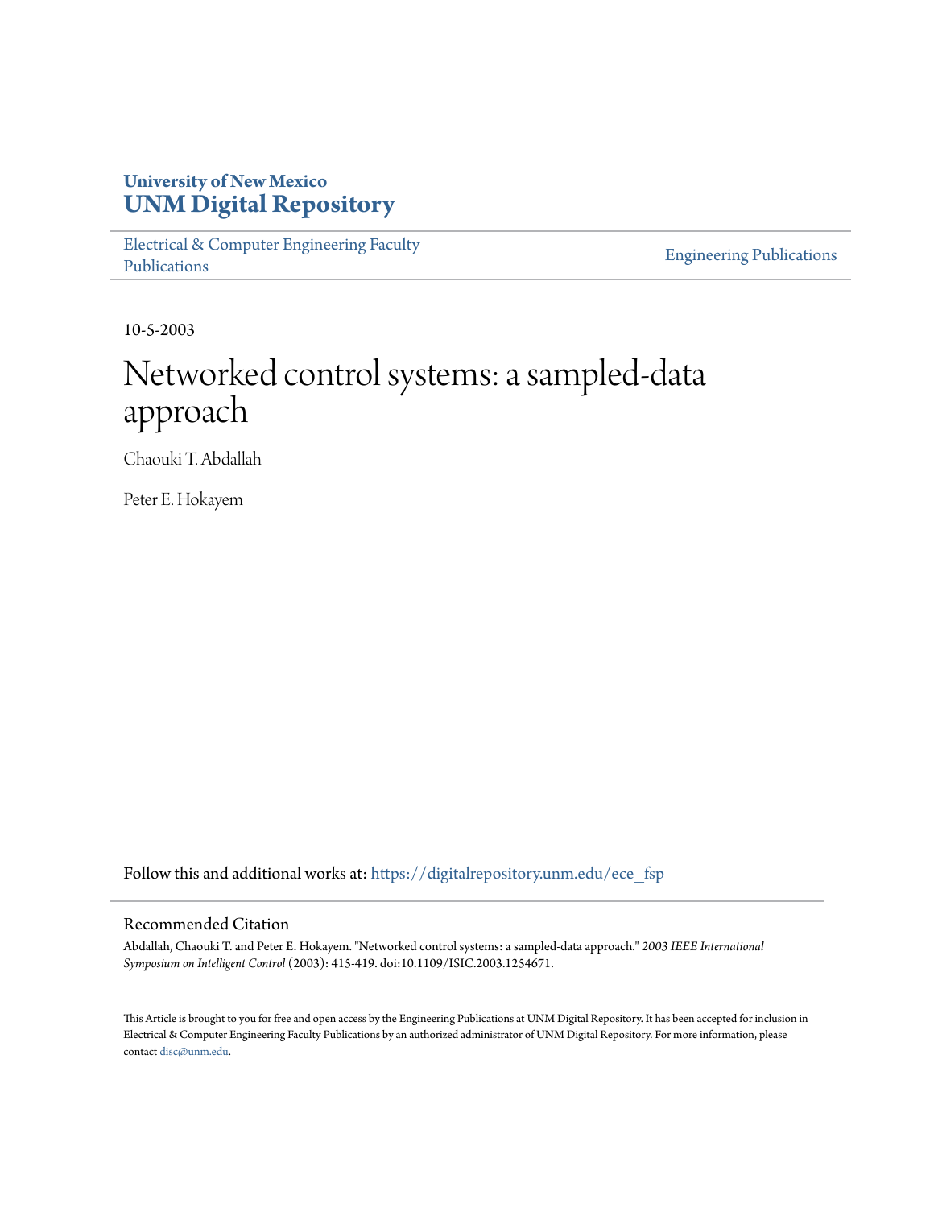University of New Mexico
**UNM Digital Repository**

Electrical & Computer Engineering Faculty Publications

Engineering Publications

10-5-2003

# Networked control systems: a sampled-data approach

Chaouki T. Abdallah

Peter E. Hokayem

Follow this and additional works at: https://digitalrepository.unm.edu/ece_fsp

## Recommended Citation

Abdallah, Chaouki T. and Peter E. Hokayem. "Networked control systems: a sampled-data approach." *2003 IEEE International Symposium on Intelligent Control* (2003): 415-419. doi:10.1109/ISIC.2003.1254671.

This Article is brought to you for free and open access by the Engineering Publications at UNM Digital Repository. It has been accepted for inclusion in Electrical & Computer Engineering Faculty Publications by an authorized administrator of UNM Digital Repository. For more information, please contact disc@unm.edu.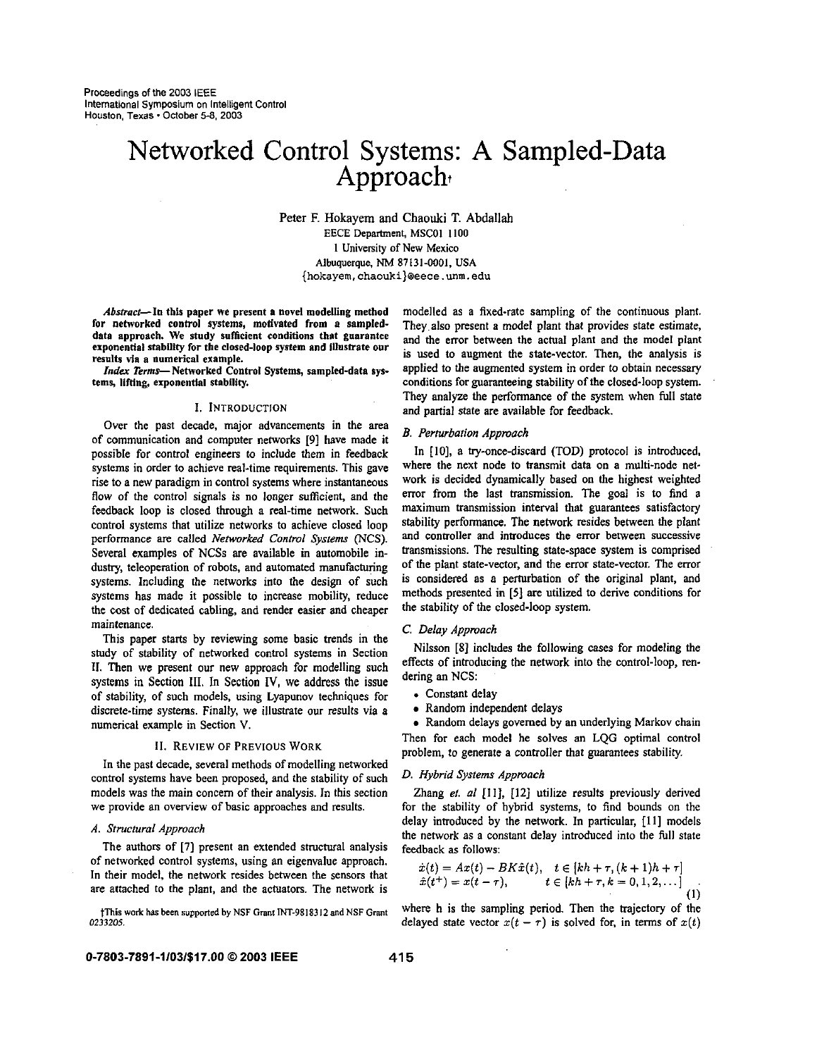Proceedings of the 2003 IEEE
International Symposium on Intelligent Control
Houston, Texas • October 5-8, 2003

# Networked Control Systems: A Sampled-Data Approach†

Peter F. Hokayem and Chaouki T. Abdallah
EECE Department, MSC01 1100
1 University of New Mexico
Albuquerque, NM 87131-0001, USA
{hokayem, chaouki}@eece.unm.edu

***Abstract*— In this paper we present a novel modelling method for networked control systems, motivated from a sampled-data approach. We study sufficient conditions that guarantee exponential stability for the closed-loop system and illustrate our results via a numerical example.**

***Index Terms*— Networked Control Systems, sampled-data systems, lifting, exponential stability.**

## I. Introduction

Over the past decade, major advancements in the area of communication and computer networks [9] have made it possible for control engineers to include them in feedback systems in order to achieve real-time requirements. This gave rise to a new paradigm in control systems where instantaneous flow of the control signals is no longer sufficient, and the feedback loop is closed through a real-time network. Such control systems that utilize networks to achieve closed loop performance are called *Networked Control Systems* (NCS). Several examples of NCSs are available in automobile industry, teleoperation of robots, and automated manufacturing systems. Including the networks into the design of such systems has made it possible to increase mobility, reduce the cost of dedicated cabling, and render easier and cheaper maintenance.

This paper starts by reviewing some basic trends in the study of stability of networked control systems in Section II. Then we present our new approach for modelling such systems in Section III. In Section IV, we address the issue of stability, of such models, using Lyapunov techniques for discrete-time systems. Finally, we illustrate our results via a numerical example in Section V.

## II. Review of Previous Work

In the past decade, several methods of modelling networked control systems have been proposed, and the stability of such models was the main concern of their analysis. In this section we provide an overview of basic approaches and results.

### A. Structural Approach

The authors of [7] present an extended structural analysis of networked control systems, using an eigenvalue approach. In their model, the network resides between the sensors that are attached to the plant, and the actuators. The network is modelled as a fixed-rate sampling of the continuous plant. They also present a model plant that provides state estimate, and the error between the actual plant and the model plant is used to augment the state-vector. Then, the analysis is applied to the augmented system in order to obtain necessary conditions for guaranteeing stability of the closed-loop system. They analyze the performance of the system when full state and partial state are available for feedback.

### B. Perturbation Approach

In [10], a try-once-discard (TOD) protocol is introduced, where the next node to transmit data on a multi-node network is decided dynamically based on the highest weighted error from the last transmission. The goal is to find a maximum transmission interval that guarantees satisfactory stability performance. The network resides between the plant and controller and introduces the error between successive transmissions. The resulting state-space system is comprised of the plant state-vector, and the error state-vector. The error is considered as a perturbation of the original plant, and methods presented in [5] are utilized to derive conditions for the stability of the closed-loop system.

### C. Delay Approach

Nilsson [8] includes the following cases for modeling the effects of introducing the network into the control-loop, rendering an NCS:

- Constant delay
- Random independent delays
- Random delays governed by an underlying Markov chain

Then for each model he solves an LQG optimal control problem, to generate a controller that guarantees stability.

### D. Hybrid Systems Approach

Zhang *et. al* [11], [12] utilize results previously derived for the stability of hybrid systems, to find bounds on the delay introduced by the network. In particular, [11] models the network as a constant delay introduced into the full state feedback as follows:

$$\begin{array}{ll} \dot{x}(t) = Ax(t) - BK\hat{x}(t), & t \in [kh+\tau, (k+1)h+\tau] \\ \hat{x}(t^+) = x(t-\tau), & t \in [kh+\tau, k=0,1,2,\dots] \end{array} \tag{1}$$

where h is the sampling period. Then the trajectory of the delayed state vector $x(t-\tau)$ is solved for, in terms of $x(t)$

†This work has been supported by NSF Grant INT-9818312 and NSF Grant 0233205.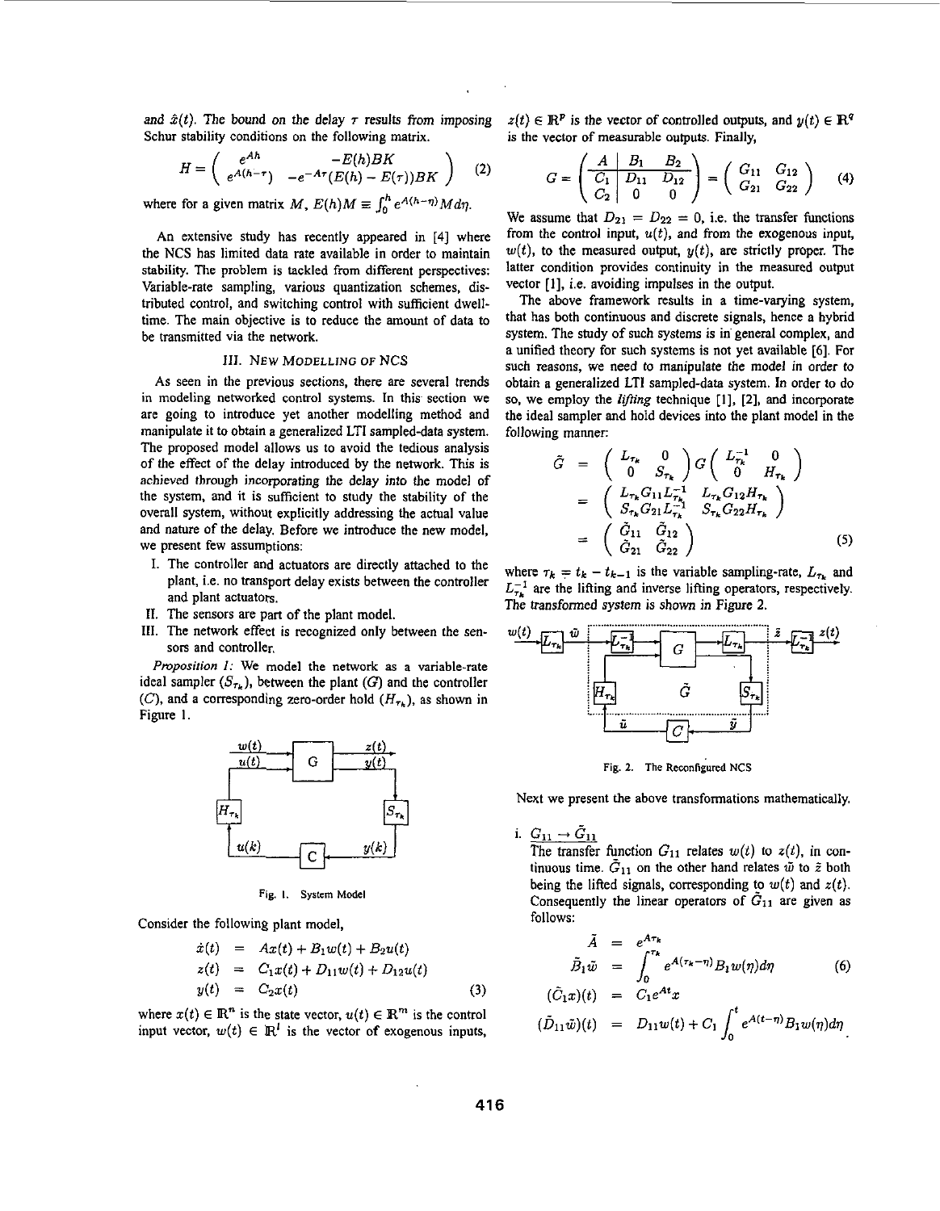and $\hat{x}(t)$. The bound on the delay $\tau$ results from imposing Schur stability conditions on the following matrix.

$$H = \begin{pmatrix} e^{Ah} & -E(h)BK \\ e^{A(h-\tau)} & -e^{-A\tau}(E(h)-E(\tau))BK \end{pmatrix} \quad (2)$$

where for a given matrix $M$, $E(h)M \equiv \int_0^h e^{A(h-\eta)}Md\eta$.

An extensive study has recently appeared in [4] where the NCS has limited data rate available in order to maintain stability. The problem is tackled from different perspectives: Variable-rate sampling, various quantization schemes, distributed control, and switching control with sufficient dwell-time. The main objective is to reduce the amount of data to be transmitted via the network.

## III. New Modelling of NCS

As seen in the previous sections, there are several trends in modeling networked control systems. In this section we are going to introduce yet another modelling method and manipulate it to obtain a generalized LTI sampled-data system. The proposed model allows us to avoid the tedious analysis of the effect of the delay introduced by the network. This is achieved through incorporating the delay into the model of the system, and it is sufficient to study the stability of the overall system, without explicitly addressing the actual value and nature of the delay. Before we introduce the new model, we present few assumptions:

I. The controller and actuators are directly attached to the plant, i.e. no transport delay exists between the controller and plant actuators.

II. The sensors are part of the plant model.

III. The network effect is recognized only between the sensors and controller.

*Proposition 1:* We model the network as a variable-rate ideal sampler ($S_{\tau_k}$), between the plant ($G$) and the controller ($C$), and a corresponding zero-order hold ($H_{\tau_k}$), as shown in Figure 1.

Fig. 1. System Model

Consider the following plant model,

$$\begin{aligned} \dot{x}(t) &= Ax(t) + B_1w(t) + B_2u(t) \\ z(t) &= C_1x(t) + D_{11}w(t) + D_{12}u(t) \\ y(t) &= C_2x(t) \end{aligned} \quad (3)$$

where $x(t) \in \mathbb{R}^n$ is the state vector, $u(t) \in \mathbb{R}^m$ is the control input vector, $w(t) \in \mathbb{R}^l$ is the vector of exogenous inputs, $z(t) \in \mathbb{R}^p$ is the vector of controlled outputs, and $y(t) \in \mathbb{R}^q$ is the vector of measurable outputs. Finally,

$$G = \left( \begin{array}{c|cc} A & B_1 & B_2 \\ \hline C_1 & D_{11} & D_{12} \\ C_2 & 0 & 0 \end{array} \right) = \begin{pmatrix} G_{11} & G_{12} \\ G_{21} & G_{22} \end{pmatrix} \quad (4)$$

We assume that $D_{21} = D_{22} = 0$, i.e. the transfer functions from the control input, $u(t)$, and from the exogenous input, $w(t)$, to the measured output, $y(t)$, are strictly proper. The latter condition provides continuity in the measured output vector [1], i.e. avoiding impulses in the output.

The above framework results in a time-varying system, that has both continuous and discrete signals, hence a hybrid system. The study of such systems is in general complex, and a unified theory for such systems is not yet available [6]. For such reasons, we need to manipulate the model in order to obtain a generalized LTI sampled-data system. In order to do so, we employ the *lifting* technique [1], [2], and incorporate the ideal sampler and hold devices into the plant model in the following manner:

$$\begin{aligned} \tilde{G} &= \begin{pmatrix} L_{\tau_k} & 0 \\ 0 & S_{\tau_k} \end{pmatrix} G \begin{pmatrix} L_{\tau_k}^{-1} & 0 \\ 0 & H_{\tau_k} \end{pmatrix} \\ &= \begin{pmatrix} L_{\tau_k}G_{11}L_{\tau_k}^{-1} & L_{\tau_k}G_{12}H_{\tau_k} \\ S_{\tau_k}G_{21}L_{\tau_k}^{-1} & S_{\tau_k}G_{22}H_{\tau_k} \end{pmatrix} \\ &= \begin{pmatrix} \tilde{G}_{11} & \tilde{G}_{12} \\ \tilde{G}_{21} & \tilde{G}_{22} \end{pmatrix} \end{aligned} \quad (5)$$

where $\tau_k = t_k - t_{k-1}$ is the variable sampling-rate, $L_{\tau_k}$ and $L_{\tau_k}^{-1}$ are the lifting and inverse lifting operators, respectively. The transformed system is shown in Figure 2.

Fig. 2. The Reconfigured NCS

Next we present the above transformations mathematically.

i. $G_{11} \rightarrow \tilde{G}_{11}$

The transfer function $G_{11}$ relates $w(t)$ to $z(t)$, in continuous time. $\tilde{G}_{11}$ on the other hand relates $\tilde{w}$ to $\tilde{z}$ both being the lifted signals, corresponding to $w(t)$ and $z(t)$. Consequently the linear operators of $\tilde{G}_{11}$ are given as follows:

$$\begin{aligned} \tilde{A} &= e^{A\tau_k} \\ \tilde{B}_1\tilde{w} &= \int_0^{\tau_k} e^{A(\tau_k-\eta)}B_1w(\eta)d\eta \\ (\tilde{C}_1x)(t) &= C_1e^{At}x \\ (\tilde{D}_{11}\tilde{w})(t) &= D_{11}w(t) + C_1\int_0^t e^{A(t-\eta)}B_1w(\eta)d\eta \end{aligned} \quad (6)$$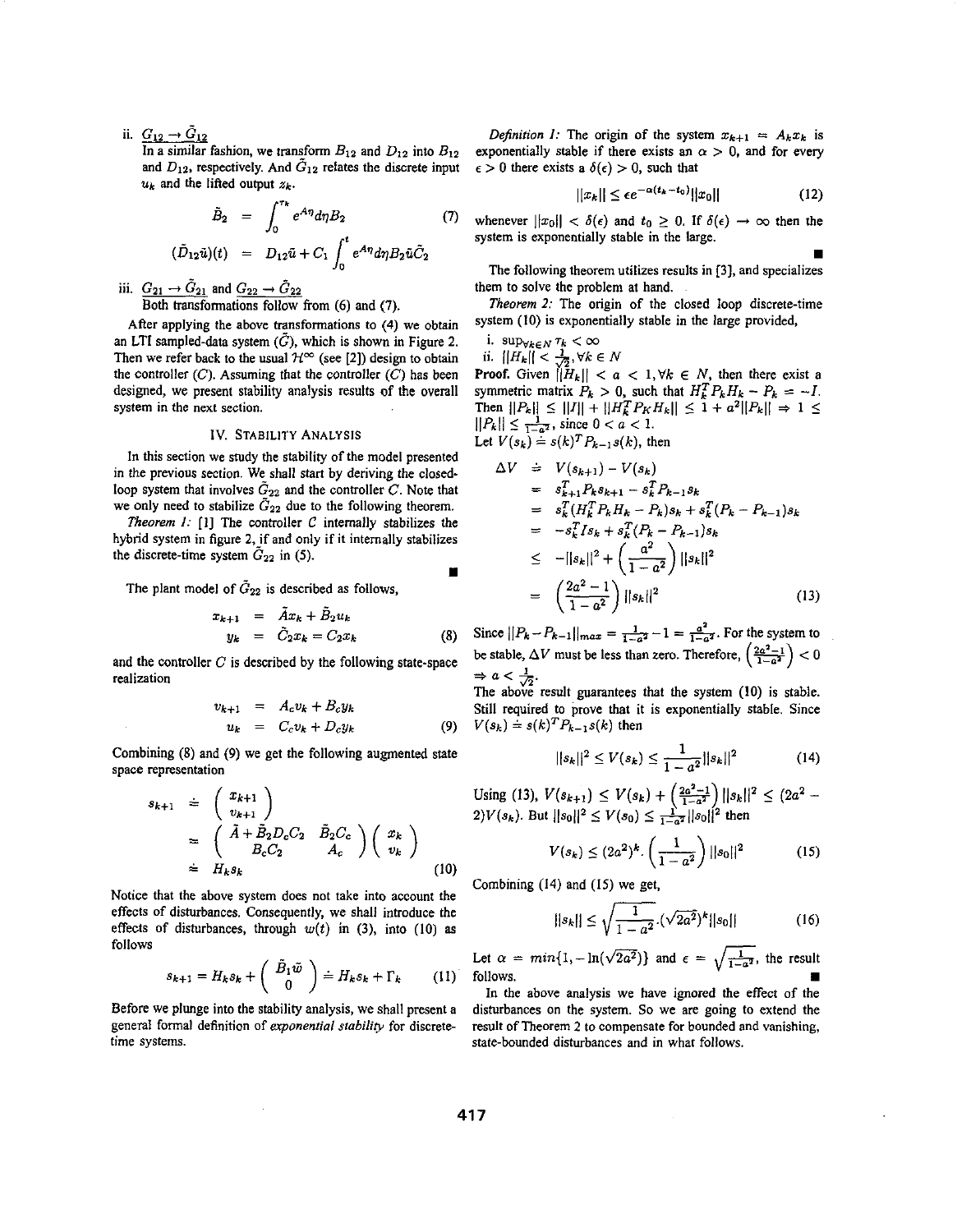ii. $G_{12} \rightarrow \tilde{G}_{12}$

In a similar fashion, we transform $B_{12}$ and $D_{12}$ into $B_{12}$ and $D_{12}$, respectively. And $\tilde{G}_{12}$ relates the discrete input $u_k$ and the lifted output $z_k$.

$$\tilde{B}_2 = \int_0^{\tau_k} e^{A\eta} d\eta B_2 \tag{7}$$

$$(\tilde{D}_{12}\tilde{u})(t) = D_{12}\tilde{u} + C_1 \int_0^t e^{A\eta} d\eta B_2 \tilde{u} \tilde{C}_2$$

iii. $G_{21} \rightarrow \tilde{G}_{21}$ and $G_{22} \rightarrow \tilde{G}_{22}$

Both transformations follow from (6) and (7).

After applying the above transformations to (4) we obtain an LTI sampled-data system ($\tilde{G}$), which is shown in Figure 2. Then we refer back to the usual $\mathcal{H}^\infty$ (see [2]) design to obtain the controller ($C$). Assuming that the controller ($C$) has been designed, we present stability analysis results of the overall system in the next section.

## IV. Stability Analysis

In this section we study the stability of the model presented in the previous section. We shall start by deriving the closed-loop system that involves $\tilde{G}_{22}$ and the controller $C$. Note that we only need to stabilize $\tilde{G}_{22}$ due to the following theorem.

*Theorem 1:* [1] The controller $C$ internally stabilizes the hybrid system in figure 2, if and only if it internally stabilizes the discrete-time system $\tilde{G}_{22}$ in (5). ∎

The plant model of $\tilde{G}_{22}$ is described as follows,

$$\begin{aligned} x_{k+1} &= \tilde{A}x_k + \tilde{B}_2 u_k \\ y_k &= \tilde{C}_2 x_k = C_2 x_k \end{aligned} \tag{8}$$

and the controller $C$ is described by the following state-space realization

$$\begin{aligned} v_{k+1} &= A_c v_k + B_c y_k \\ u_k &= C_c v_k + D_c y_k \end{aligned} \tag{9}$$

Combining (8) and (9) we get the following augmented state space representation

$$\begin{aligned} s_{k+1} &\doteq \begin{pmatrix} x_{k+1} \\ v_{k+1} \end{pmatrix} \\ &= \begin{pmatrix} \tilde{A} + \tilde{B}_2 D_c C_2 & \tilde{B}_2 C_c \\ B_c C_2 & A_c \end{pmatrix} \begin{pmatrix} x_k \\ v_k \end{pmatrix} \\ &\doteq H_k s_k \end{aligned} \tag{10}$$

Notice that the above system does not take into account the effects of disturbances. Consequently, we shall introduce the effects of disturbances, through $w(t)$ in (3), into (10) as follows

$$s_{k+1} = H_k s_k + \begin{pmatrix} \tilde{B}_1 \tilde{w} \\ 0 \end{pmatrix} \doteq H_k s_k + \Gamma_k \tag{11}$$

Before we plunge into the stability analysis, we shall present a general formal definition of *exponential stability* for discrete-time systems.

*Definition 1:* The origin of the system $x_{k+1} = A_k x_k$ is exponentially stable if there exists an $\alpha > 0$, and for every $\epsilon > 0$ there exists a $\delta(\epsilon) > 0$, such that

$$||x_k|| \leq \epsilon e^{-\alpha(t_k - t_0)} ||x_0|| \tag{12}$$

whenever $||x_0|| < \delta(\epsilon)$ and $t_0 \geq 0$. If $\delta(\epsilon) \rightarrow \infty$ then the system is exponentially stable in the large. ∎

The following theorem utilizes results in [3], and specializes them to solve the problem at hand.

*Theorem 2:* The origin of the closed loop discrete-time system (10) is exponentially stable in the large provided,

i. $\sup_{\forall k \in N} \tau_k < \infty$

ii. $||H_k|| < \frac{1}{\sqrt{2}}, \forall k \in N$

**Proof.** Given $||H_k|| < a < 1, \forall k \in N$, then there exist a symmetric matrix $P_k > 0$, such that $H_k^T P_k H_k - P_k = -I$. Then $||P_k|| \leq ||I|| + ||H_k^T P_K H_k|| \leq 1 + a^2 ||P_k|| \Rightarrow 1 \leq ||P_k|| \leq \frac{1}{1-a^2}$, since $0 < a < 1$.

Let $V(s_k) \doteq s(k)^T P_{k-1} s(k)$, then

$$\begin{aligned} \Delta V &\doteq V(s_{k+1}) - V(s_k) \\ &= s_{k+1}^T P_k s_{k+1} - s_k^T P_{k-1} s_k \\ &= s_k^T (H_k^T P_k H_k - P_k) s_k + s_k^T (P_k - P_{k-1}) s_k \\ &= -s_k^T I s_k + s_k^T (P_k - P_{k-1}) s_k \\ &\leq -||s_k||^2 + \left(\frac{a^2}{1-a^2}\right) ||s_k||^2 \\ &= \left(\frac{2a^2 - 1}{1-a^2}\right) ||s_k||^2 \end{aligned} \tag{13}$$

Since $||P_k - P_{k-1}||_{max} = \frac{1}{1-a^2} - 1 = \frac{a^2}{1-a^2}$. For the system to be stable, $\Delta V$ must be less than zero. Therefore, $\left(\frac{2a^2-1}{1-a^2}\right) < 0$ $\Rightarrow a < \frac{1}{\sqrt{2}}$.

The above result guarantees that the system (10) is stable. Still required to prove that it is exponentially stable. Since $V(s_k) \doteq s(k)^T P_{k-1} s(k)$ then

$$||s_k||^2 \leq V(s_k) \leq \frac{1}{1-a^2} ||s_k||^2 \tag{14}$$

Using (13), $V(s_{k+1}) \leq V(s_k) + \left(\frac{2a^2-1}{1-a^2}\right) ||s_k||^2 \leq (2a^2 - 2) V(s_k)$. But $||s_0||^2 \leq V(s_0) \leq \frac{1}{1-a^2} ||s_0||^2$ then

$$V(s_k) \leq (2a^2)^k \cdot \left(\frac{1}{1-a^2}\right) ||s_0||^2 \tag{15}$$

Combining (14) and (15) we get,

$$||s_k|| \leq \sqrt{\frac{1}{1-a^2}} \cdot (\sqrt{2a^2})^k ||s_0|| \tag{16}$$

Let $\alpha = min\{1, -\ln(\sqrt{2a^2})\}$ and $\epsilon = \sqrt{\frac{1}{1-a^2}}$, the result follows. ∎

In the above analysis we have ignored the effect of the disturbances on the system. So we are going to extend the result of Theorem 2 to compensate for bounded and vanishing, state-bounded disturbances and in what follows.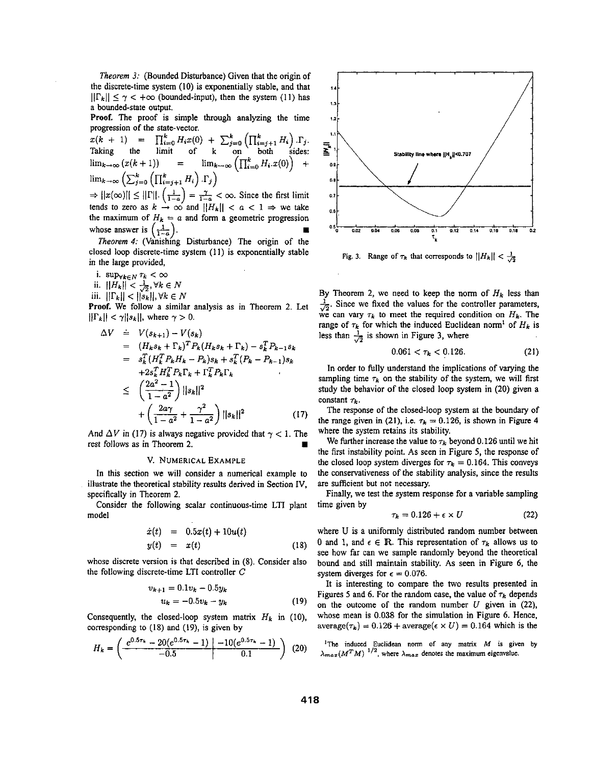*Theorem 3:* (Bounded Disturbance) Given that the origin of the discrete-time system (10) is exponentially stable, and that $\|\Gamma_k\| \leq \gamma < +\infty$ (bounded-input), then the system (11) has a bounded-state output.

**Proof.** The proof is simple through analyzing the time progression of the state-vector.

$x(k+1) = \prod_{i=0}^{k} H_i x(0) + \sum_{j=0}^{k}\left(\prod_{i=j+1}^{k} H_i\right).\Gamma_j$. Taking the limit of k on both sides: $\lim_{k\to\infty}(x(k+1)) = \lim_{k\to\infty}\left(\prod_{i=0}^{k} H_i.x(0)\right) + \lim_{k\to\infty}\left(\sum_{j=0}^{k}\left(\prod_{i=j+1}^{k} H_i\right).\Gamma_j\right)$

$\Rightarrow \|x(\infty)\| \leq \|\Gamma\|.\left(\frac{1}{1-a}\right) = \frac{\gamma}{1-a} < \infty$. Since the first limit tends to zero as $k \to \infty$ and $\|H_k\| < a < 1 \Rightarrow$ we take the maximum of $H_k = a$ and form a geometric progression whose answer is $\left(\frac{1}{1-a}\right)$. ∎

*Theorem 4:* (Vanishing Disturbance) The origin of the closed loop discrete-time system (11) is exponentially stable in the large provided,

i. $\sup_{\forall k \in N} \tau_k < \infty$
ii. $\|H_k\| < \frac{1}{\sqrt{2}}, \forall k \in N$
iii. $\|\Gamma_k\| < \|s_k\|, \forall k \in N$

**Proof.** We follow a similar analysis as in Theorem 2. Let $\|\Gamma_k\| < \gamma\|s_k\|$, where $\gamma > 0$.

$$
\begin{aligned}
\Delta V &\doteq V(s_{k+1}) - V(s_k) \\
&= (H_k s_k + \Gamma_k)^T P_k (H_k s_k + \Gamma_k) - s_k^T P_{k-1} s_k \\
&= s_k^T (H_k^T P_k H_k - P_k) s_k + s_k^T (P_k - P_{k-1}) s_k \\
&\quad + 2 s_k^T H_k^T P_k \Gamma_k + \Gamma_k^T P_k \Gamma_k \\
&\leq \left(\frac{2a^2-1}{1-a^2}\right)\|s_k\|^2 \\
&\quad + \left(\frac{2a\gamma}{1-a^2} + \frac{\gamma^2}{1-a^2}\right)\|s_k\|^2 \qquad (17)
\end{aligned}
$$

And $\Delta V$ in (17) is always negative provided that $\gamma < 1$. The rest follows as in Theorem 2. ∎

## V. Numerical Example

In this section we will consider a numerical example to illustrate the theoretical stability results derived in Section IV, specifically in Theorem 2.

Consider the following scalar continuous-time LTI plant model

$$
\begin{aligned}
\dot{x}(t) &= 0.5x(t) + 10u(t) \\
y(t) &= x(t) \qquad (18)
\end{aligned}
$$

whose discrete version is that described in (8). Consider also the following discrete-time LTI controller $C$

$$
\begin{aligned}
v_{k+1} &= 0.1v_k - 0.5y_k \\
u_k &= -0.5v_k - y_k \qquad (19)
\end{aligned}
$$

Consequently, the closed-loop system matrix $H_k$ in (10), corresponding to (18) and (19), is given by

$$
H_k = \begin{pmatrix} e^{0.5\tau_k} - 20(e^{0.5\tau_k} - 1) & -10(e^{0.5\tau_k} - 1) \\ -0.5 & 0.1 \end{pmatrix} \qquad (20)
$$

Fig. 3. Range of $\tau_k$ that corresponds to $\|H_k\| < \frac{1}{\sqrt{2}}$

By Theorem 2, we need to keep the norm of $H_k$ less than $\frac{1}{\sqrt{2}}$. Since we fixed the values for the controller parameters, we can vary $\tau_k$ to meet the required condition on $H_k$. The range of $\tau_k$ for which the induced Euclidean norm[1] of $H_k$ is less than $\frac{1}{\sqrt{2}}$ is shown in Figure 3, where

$$
0.061 < \tau_k < 0.126. \qquad (21)
$$

In order to fully understand the implications of varying the sampling time $\tau_k$ on the stability of the system, we will first study the behavior of the closed loop system in (20) given a constant $\tau_k$.

The response of the closed-loop system at the boundary of the range given in (21), i.e. $\tau_k = 0.126$, is shown in Figure 4 where the system retains its stability.

We further increase the value to $\tau_k$ beyond 0.126 until we hit the first instability point. As seen in Figure 5, the response of the closed loop system diverges for $\tau_k = 0.164$. This conveys the conservativeness of the stability analysis, since the results are sufficient but not necessary.

Finally, we test the system response for a variable sampling time given by

$$
\tau_k = 0.126 + \epsilon \times U \qquad (22)
$$

where U is a uniformly distributed random number between 0 and 1, and $\epsilon \in \mathbb{R}$. This representation of $\tau_k$ allows us to see how far can we sample randomly beyond the theoretical bound and still maintain stability. As seen in Figure 6, the system diverges for $\epsilon = 0.076$.

It is interesting to compare the two results presented in Figures 5 and 6. For the random case, the value of $\tau_k$ depends on the outcome of the random number $U$ given in (22), whose mean is 0.038 for the simulation in Figure 6. Hence, average$(\tau_k) = 0.126 +$ average$(\epsilon \times U) = 0.164$ which is the

[1] The induced Euclidean norm of any matrix $M$ is given by $\lambda_{max}(M^T M)^{1/2}$, where $\lambda_{max}$ denotes the maximum eigenvalue.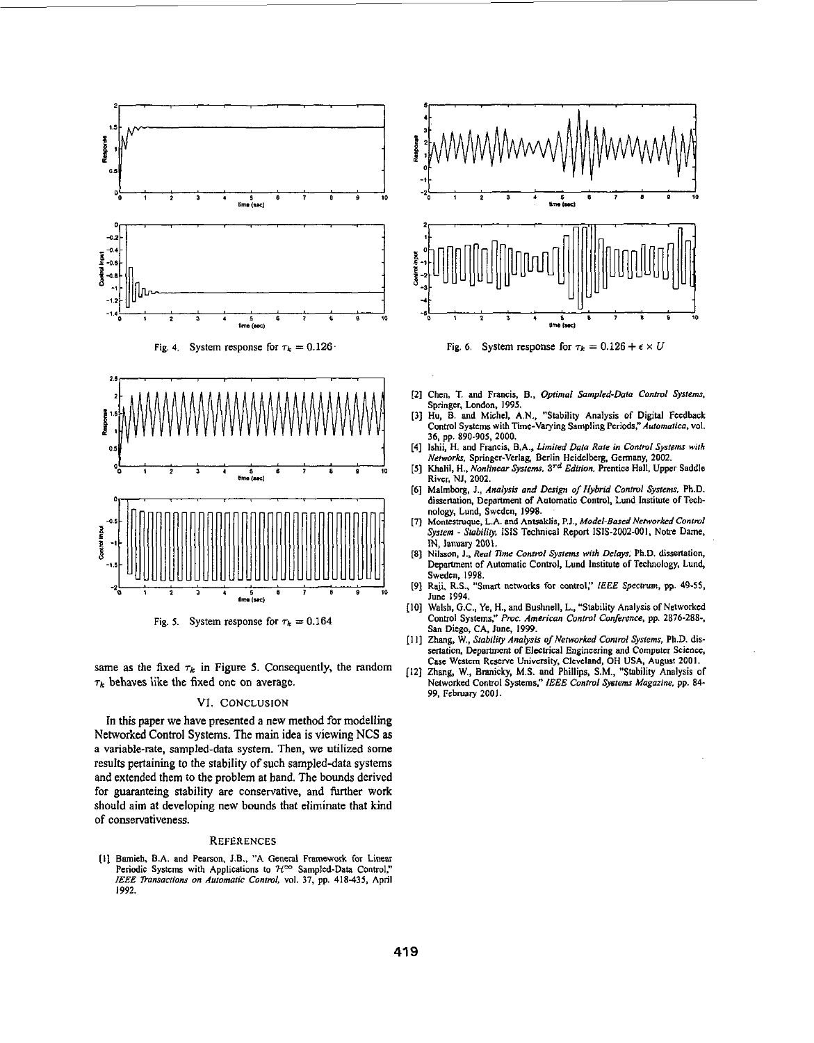Response

time (sec)

Control input

time (sec)

Fig. 4. System response for $\tau_k = 0.126$

Response

time (sec)

Control input

time (sec)

Fig. 5. System response for $\tau_k = 0.164$

same as the fixed $\tau_k$ in Figure 5. Consequently, the random $\tau_k$ behaves like the fixed one on average.

## VI. Conclusion

In this paper we have presented a new method for modelling Networked Control Systems. The main idea is viewing NCS as a variable-rate, sampled-data system. Then, we utilized some results pertaining to the stability of such sampled-data systems and extended them to the problem at hand. The bounds derived for guaranteeing stability are conservative, and further work should aim at developing new bounds that eliminate that kind of conservativeness.

## References

[1] Bamieh, B.A. and Pearson, J.B., "A General Framework for Linear Periodic Systems with Applications to $\mathcal{H}^{\infty}$ Sampled-Data Control," *IEEE Transactions on Automatic Control*, vol. 37, pp. 418-435, April 1992.

Response

time (sec)

Control input

time (sec)

Fig. 6. System response for $\tau_k = 0.126 + \epsilon \times U$

[2] Chen, T. and Francis, B., *Optimal Sampled-Data Control Systems*, Springer, London, 1995.

[3] Hu, B. and Michel, A.N., "Stability Analysis of Digital Feedback Control Systems with Time-Varying Sampling Periods," *Automatica*, vol. 36, pp. 890-905, 2000.

[4] Ishii, H. and Francis, B.A., *Limited Data Rate in Control Systems with Networks*, Springer-Verlag, Berlin Heidelberg, Germany, 2002.

[5] Khalil, H., *Nonlinear Systems, $3^{rd}$ Edition*, Prentice Hall, Upper Saddle River, NJ, 2002.

[6] Malmborg, J., *Analysis and Design of Hybrid Control Systems*, Ph.D. dissertation, Department of Automatic Control, Lund Institute of Technology, Lund, Sweden, 1998.

[7] Montestruque, L.A. and Antsaklis, P.J., *Model-Based Networked Control System - Stability*, ISIS Technical Report ISIS-2002-001, Notre Dame, IN, January 2001.

[8] Nilsson, J., *Real Time Control Systems with Delays*, Ph.D. dissertation, Department of Automatic Control, Lund Institute of Technology, Lund, Sweden, 1998.

[9] Raji, R.S., "Smart networks for control," *IEEE Spectrum*, pp. 49-55, June 1994.

[10] Walsh, G.C., Ye, H., and Bushnell, L., "Stability Analysis of Networked Control Systems," *Proc. American Control Conference*, pp. 2876-288-, San Diego, CA, June, 1999.

[11] Zhang, W., *Stability Analysis of Networked Control Systems*, Ph.D. dissertation, Department of Electrical Engineering and Computer Science, Case Western Reserve University, Cleveland, OH USA, August 2001.

[12] Zhang, W., Branicky, M.S. and Phillips, S.M., "Stability Analysis of Networked Control Systems," *IEEE Control Systems Magazine*, pp. 84-99, February 2001.